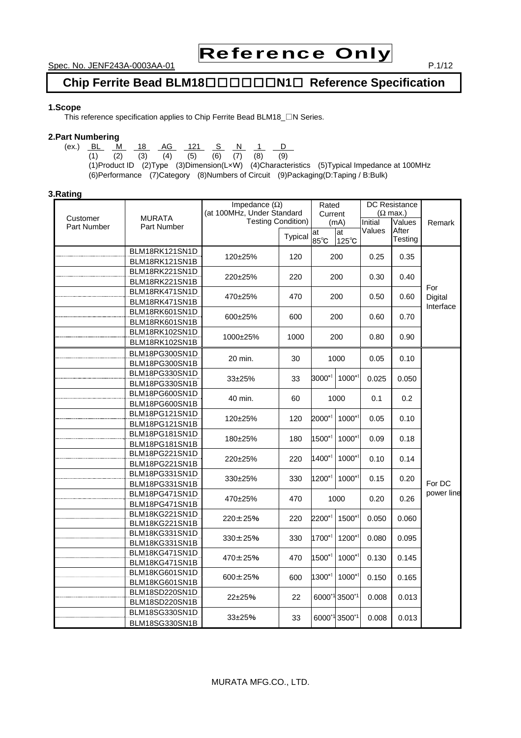Reference Only

Spec. No. JENF243A-0003AA-01

# Chip Ferrite Bead BLM18□□□□□□N1□ Reference Specification

## 1.Scope

This reference specification applies to Chip Ferrite Bead BLM18_□N Series.

## 2.Part Numbering

(ex.) BL M 18 AG 121 S N 1 D

| BL | M | 18 | AG | 121 | S | N | 1 | D |
|---|---|---|---|---|---|---|---|---|
| (1) | (2) | (3) | (4) | (5) | (6) | (7) | (8) | (9) |

(1)Product ID (2)Type (3)Dimension(L×W) (4)Characteristics (5)Typical Impedance at 100MHz
(6)Performance (7)Category (8)Numbers of Circuit (9)Packaging(D:Taping / B:Bulk)

## 3.Rating

| Customer Part Number | MURATA Part Number | Impedance (Ω) (at 100MHz, Under Standard Testing Condition) | | Rated Current (mA) | | DC Resistance (Ω max.) | | Remark |
|---|---|---|---|---|---|---|---|---|
| | | | Typical | at 85℃ | at 125℃ | Initial Values | Values After Testing | |
| | BLM18RK121SN1D<br>BLM18RK121SN1B | 120±25% | 120 | 200 | | 0.25 | 0.35 | For Digital Interface |
| | BLM18RK221SN1D<br>BLM18RK221SN1B | 220±25% | 220 | 200 | | 0.30 | 0.40 | For Digital Interface |
| | BLM18RK471SN1D<br>BLM18RK471SN1B | 470±25% | 470 | 200 | | 0.50 | 0.60 | For Digital Interface |
| | BLM18RK601SN1D<br>BLM18RK601SN1B | 600±25% | 600 | 200 | | 0.60 | 0.70 | For Digital Interface |
| | BLM18RK102SN1D<br>BLM18RK102SN1B | 1000±25% | 1000 | 200 | | 0.80 | 0.90 | For Digital Interface |
| | BLM18PG300SN1D<br>BLM18PG300SN1B | 20 min. | 30 | 1000 | | 0.05 | 0.10 | For DC power line |
| | BLM18PG330SN1D<br>BLM18PG330SN1B | 33±25% | 33 | 3000*1 | 1000*1 | 0.025 | 0.050 | For DC power line |
| | BLM18PG600SN1D<br>BLM18PG600SN1B | 40 min. | 60 | 1000 | | 0.1 | 0.2 | For DC power line |
| | BLM18PG121SN1D<br>BLM18PG121SN1B | 120±25% | 120 | 2000*1 | 1000*1 | 0.05 | 0.10 | For DC power line |
| | BLM18PG181SN1D<br>BLM18PG181SN1B | 180±25% | 180 | 1500*1 | 1000*1 | 0.09 | 0.18 | For DC power line |
| | BLM18PG221SN1D<br>BLM18PG221SN1B | 220±25% | 220 | 1400*1 | 1000*1 | 0.10 | 0.14 | For DC power line |
| | BLM18PG331SN1D<br>BLM18PG331SN1B | 330±25% | 330 | 1200*1 | 1000*1 | 0.15 | 0.20 | For DC power line |
| | BLM18PG471SN1D<br>BLM18PG471SN1B | 470±25% | 470 | 1000 | | 0.20 | 0.26 | For DC power line |
| | BLM18KG221SN1D<br>BLM18KG221SN1B | 220±25% | 220 | 2200*1 | 1500*1 | 0.050 | 0.060 | For DC power line |
| | BLM18KG331SN1D<br>BLM18KG331SN1B | 330±25% | 330 | 1700*1 | 1200*1 | 0.080 | 0.095 | For DC power line |
| | BLM18KG471SN1D<br>BLM18KG471SN1B | 470±25% | 470 | 1500*1 | 1000*1 | 0.130 | 0.145 | For DC power line |
| | BLM18KG601SN1D<br>BLM18KG601SN1B | 600±25% | 600 | 1300*1 | 1000*1 | 0.150 | 0.165 | For DC power line |
| | BLM18SD220SN1D<br>BLM18SD220SN1B | 22±25% | 22 | 6000*1 | 3500*1 | 0.008 | 0.013 | For DC power line |
| | BLM18SG330SN1D<br>BLM18SG330SN1B | 33±25% | 33 | 6000*1 | 3500*1 | 0.008 | 0.013 | For DC power line |

MURATA MFG.CO., LTD.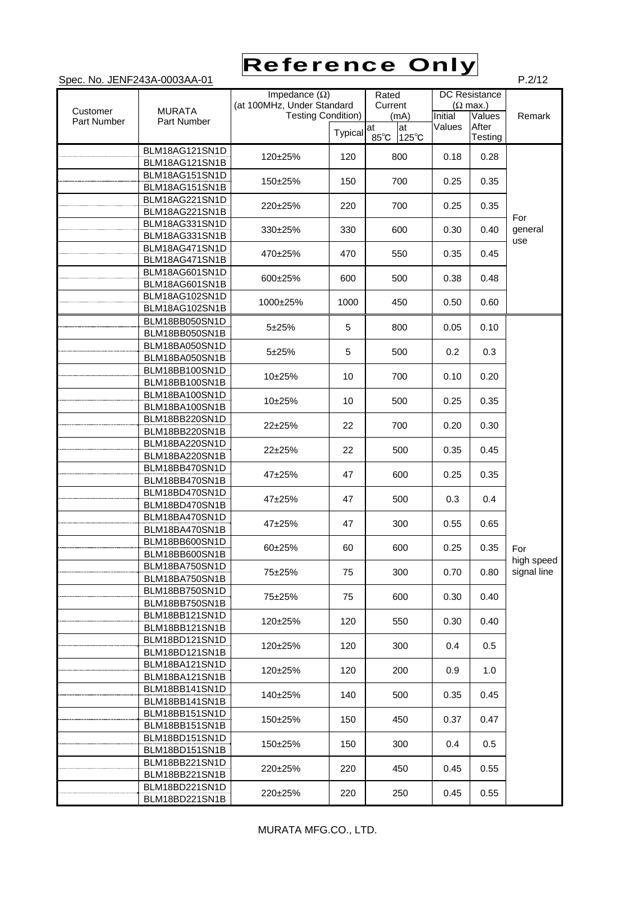# Reference Only

Spec. No. JENF243A-0003AA-01

| Customer Part Number | MURATA Part Number | Impedance (Ω) (at 100MHz, Under Standard Testing Condition) | | Rated Current (mA) | | DC Resistance (Ω max.) | | Remark |
|---|---|---|---|---|---|---|---|---|
| | | | Typical | at 85℃ | at 125℃ | Initial Values | Values After Testing | |
| | BLM18AG121SN1D<br>BLM18AG121SN1B | 120±25% | 120 | 800 | | 0.18 | 0.28 | For general use |
| | BLM18AG151SN1D<br>BLM18AG151SN1B | 150±25% | 150 | 700 | | 0.25 | 0.35 | |
| | BLM18AG221SN1D<br>BLM18AG221SN1B | 220±25% | 220 | 700 | | 0.25 | 0.35 | |
| | BLM18AG331SN1D<br>BLM18AG331SN1B | 330±25% | 330 | 600 | | 0.30 | 0.40 | |
| | BLM18AG471SN1D<br>BLM18AG471SN1B | 470±25% | 470 | 550 | | 0.35 | 0.45 | |
| | BLM18AG601SN1D<br>BLM18AG601SN1B | 600±25% | 600 | 500 | | 0.38 | 0.48 | |
| | BLM18AG102SN1D<br>BLM18AG102SN1B | 1000±25% | 1000 | 450 | | 0.50 | 0.60 | |
| | BLM18BB050SN1D<br>BLM18BB050SN1B | 5±25% | 5 | 800 | | 0.05 | 0.10 | For high speed signal line |
| | BLM18BA050SN1D<br>BLM18BA050SN1B | 5±25% | 5 | 500 | | 0.2 | 0.3 | |
| | BLM18BB100SN1D<br>BLM18BB100SN1B | 10±25% | 10 | 700 | | 0.10 | 0.20 | |
| | BLM18BA100SN1D<br>BLM18BA100SN1B | 10±25% | 10 | 500 | | 0.25 | 0.35 | |
| | BLM18BB220SN1D<br>BLM18BB220SN1B | 22±25% | 22 | 700 | | 0.20 | 0.30 | |
| | BLM18BA220SN1D<br>BLM18BA220SN1B | 22±25% | 22 | 500 | | 0.35 | 0.45 | |
| | BLM18BB470SN1D<br>BLM18BB470SN1B | 47±25% | 47 | 600 | | 0.25 | 0.35 | |
| | BLM18BD470SN1D<br>BLM18BD470SN1B | 47±25% | 47 | 500 | | 0.3 | 0.4 | |
| | BLM18BA470SN1D<br>BLM18BA470SN1B | 47±25% | 47 | 300 | | 0.55 | 0.65 | |
| | BLM18BB600SN1D<br>BLM18BB600SN1B | 60±25% | 60 | 600 | | 0.25 | 0.35 | |
| | BLM18BA750SN1D<br>BLM18BA750SN1B | 75±25% | 75 | 300 | | 0.70 | 0.80 | |
| | BLM18BB750SN1D<br>BLM18BB750SN1B | 75±25% | 75 | 600 | | 0.30 | 0.40 | |
| | BLM18BB121SN1D<br>BLM18BB121SN1B | 120±25% | 120 | 550 | | 0.30 | 0.40 | |
| | BLM18BD121SN1D<br>BLM18BD121SN1B | 120±25% | 120 | 300 | | 0.4 | 0.5 | |
| | BLM18BA121SN1D<br>BLM18BA121SN1B | 120±25% | 120 | 200 | | 0.9 | 1.0 | |
| | BLM18BB141SN1D<br>BLM18BB141SN1B | 140±25% | 140 | 500 | | 0.35 | 0.45 | |
| | BLM18BB151SN1D<br>BLM18BB151SN1B | 150±25% | 150 | 450 | | 0.37 | 0.47 | |
| | BLM18BD151SN1D<br>BLM18BD151SN1B | 150±25% | 150 | 300 | | 0.4 | 0.5 | |
| | BLM18BB221SN1D<br>BLM18BB221SN1B | 220±25% | 220 | 450 | | 0.45 | 0.55 | |
| | BLM18BD221SN1D<br>BLM18BD221SN1B | 220±25% | 220 | 250 | | 0.45 | 0.55 | |

MURATA MFG.CO., LTD.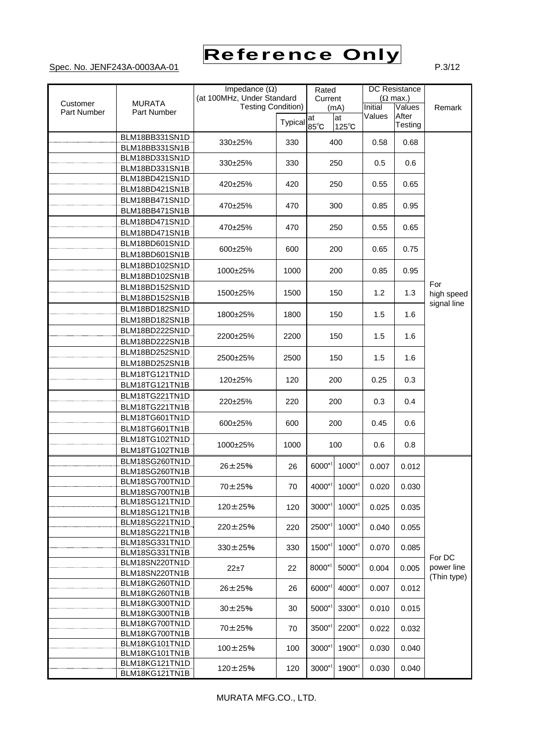# Reference Only

Spec. No. JENF243A-0003AA-01

| Customer Part Number | MURATA Part Number | Impedance (Ω) (at 100MHz, Under Standard Testing Condition) | | Rated Current (mA) | | DC Resistance (Ω max.) | | Remark |
|---|---|---|---|---|---|---|---|---|
| | | | Typical | at 85℃ | at 125℃ | Initial Values | Values After Testing | |
| | BLM18BB331SN1D<br>BLM18BB331SN1B | 330±25% | 330 | 400 | | 0.58 | 0.68 | For high speed signal line |
| | BLM18BD331SN1D<br>BLM18BD331SN1B | 330±25% | 330 | 250 | | 0.5 | 0.6 | |
| | BLM18BD421SN1D<br>BLM18BD421SN1B | 420±25% | 420 | 250 | | 0.55 | 0.65 | |
| | BLM18BB471SN1D<br>BLM18BB471SN1B | 470±25% | 470 | 300 | | 0.85 | 0.95 | |
| | BLM18BD471SN1D<br>BLM18BD471SN1B | 470±25% | 470 | 250 | | 0.55 | 0.65 | |
| | BLM18BD601SN1D<br>BLM18BD601SN1B | 600±25% | 600 | 200 | | 0.65 | 0.75 | |
| | BLM18BD102SN1D<br>BLM18BD102SN1B | 1000±25% | 1000 | 200 | | 0.85 | 0.95 | |
| | BLM18BD152SN1D<br>BLM18BD152SN1B | 1500±25% | 1500 | 150 | | 1.2 | 1.3 | |
| | BLM18BD182SN1D<br>BLM18BD182SN1B | 1800±25% | 1800 | 150 | | 1.5 | 1.6 | |
| | BLM18BD222SN1D<br>BLM18BD222SN1B | 2200±25% | 2200 | 150 | | 1.5 | 1.6 | |
| | BLM18BD252SN1D<br>BLM18BD252SN1B | 2500±25% | 2500 | 150 | | 1.5 | 1.6 | |
| | BLM18TG121TN1D<br>BLM18TG121TN1B | 120±25% | 120 | 200 | | 0.25 | 0.3 | |
| | BLM18TG221TN1D<br>BLM18TG221TN1B | 220±25% | 220 | 200 | | 0.3 | 0.4 | |
| | BLM18TG601TN1D<br>BLM18TG601TN1B | 600±25% | 600 | 200 | | 0.45 | 0.6 | |
| | BLM18TG102TN1D<br>BLM18TG102TN1B | 1000±25% | 1000 | 100 | | 0.6 | 0.8 | |
| | BLM18SG260TN1D<br>BLM18SG260TN1B | 26±25% | 26 | 6000*1 | 1000*1 | 0.007 | 0.012 | For DC power line (Thin type) |
| | BLM18SG700TN1D<br>BLM18SG700TN1B | 70±25% | 70 | 4000*1 | 1000*1 | 0.020 | 0.030 | |
| | BLM18SG121TN1D<br>BLM18SG121TN1B | 120±25% | 120 | 3000*1 | 1000*1 | 0.025 | 0.035 | |
| | BLM18SG221TN1D<br>BLM18SG221TN1B | 220±25% | 220 | 2500*1 | 1000*1 | 0.040 | 0.055 | |
| | BLM18SG331TN1D<br>BLM18SG331TN1B | 330±25% | 330 | 1500*1 | 1000*1 | 0.070 | 0.085 | |
| | BLM18SN220TN1D<br>BLM18SN220TN1B | 22±7 | 22 | 8000*1 | 5000*1 | 0.004 | 0.005 | |
| | BLM18KG260TN1D<br>BLM18KG260TN1B | 26±25% | 26 | 6000*1 | 4000*1 | 0.007 | 0.012 | |
| | BLM18KG300TN1D<br>BLM18KG300TN1B | 30±25% | 30 | 5000*1 | 3300*1 | 0.010 | 0.015 | |
| | BLM18KG700TN1D<br>BLM18KG700TN1B | 70±25% | 70 | 3500*1 | 2200*1 | 0.022 | 0.032 | |
| | BLM18KG101TN1D<br>BLM18KG101TN1B | 100±25% | 100 | 3000*1 | 1900*1 | 0.030 | 0.040 | |
| | BLM18KG121TN1D<br>BLM18KG121TN1B | 120±25% | 120 | 3000*1 | 1900*1 | 0.030 | 0.040 | |

MURATA MFG.CO., LTD.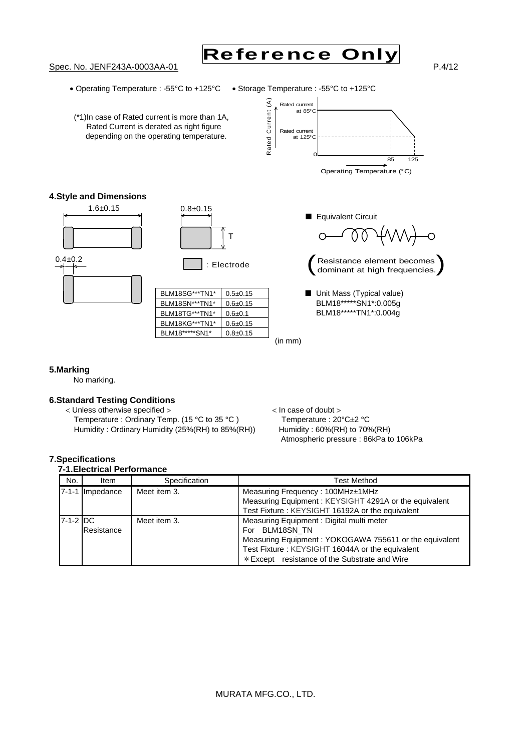Reference Only

Spec. No. JENF243A-0003AA-01

- Operating Temperature : -55°C to +125°C
- Storage Temperature : -55°C to +125°C

(*1)In case of Rated current is more than 1A, Rated Current is derated as right figure depending on the operating temperature.

Rated Current (A)
Rated current at 85°C
Rated current at 125°C
0
85 125
Operating Temperature (°C)

## 4.Style and Dimensions

1.6±0.15

0.8±0.15

T

0.4±0.2

: Electrode

| | |
|---|---|
| BLM18SG***TN1* | 0.5±0.15 |
| BLM18SN***TN1* | 0.6±0.15 |
| BLM18TG***TN1* | 0.6±0.1 |
| BLM18KG***TN1* | 0.6±0.15 |
| BLM18*****SN1* | 0.8±0.15 |

(in mm)

■ Equivalent Circuit

(Resistance element becomes dominant at high frequencies.)

■ Unit Mass (Typical value)
BLM18*****SN1*:0.005g
BLM18*****TN1*:0.004g

## 5.Marking

No marking.

## 6.Standard Testing Conditions

< Unless otherwise specified >
Temperature : Ordinary Temp. (15 °C to 35 °C )
Humidity : Ordinary Humidity (25%(RH) to 85%(RH))

< In case of doubt >
Temperature : 20°C±2 °C
Humidity : 60%(RH) to 70%(RH)
Atmospheric pressure : 86kPa to 106kPa

## 7.Specifications

### 7-1.Electrical Performance

| No. | Item | Specification | Test Method |
|---|---|---|---|
| 7-1-1 | Impedance | Meet item 3. | Measuring Frequency : 100MHz±1MHz<br>Measuring Equipment : KEYSIGHT 4291A or the equivalent<br>Test Fixture : KEYSIGHT 16192A or the equivalent |
| 7-1-2 | DC Resistance | Meet item 3. | Measuring Equipment : Digital multi meter<br>For BLM18SN_TN<br>Measuring Equipment : YOKOGAWA 755611 or the equivalent<br>Test Fixture : KEYSIGHT 16044A or the equivalent<br>*Except resistance of the Substrate and Wire |

MURATA MFG.CO., LTD.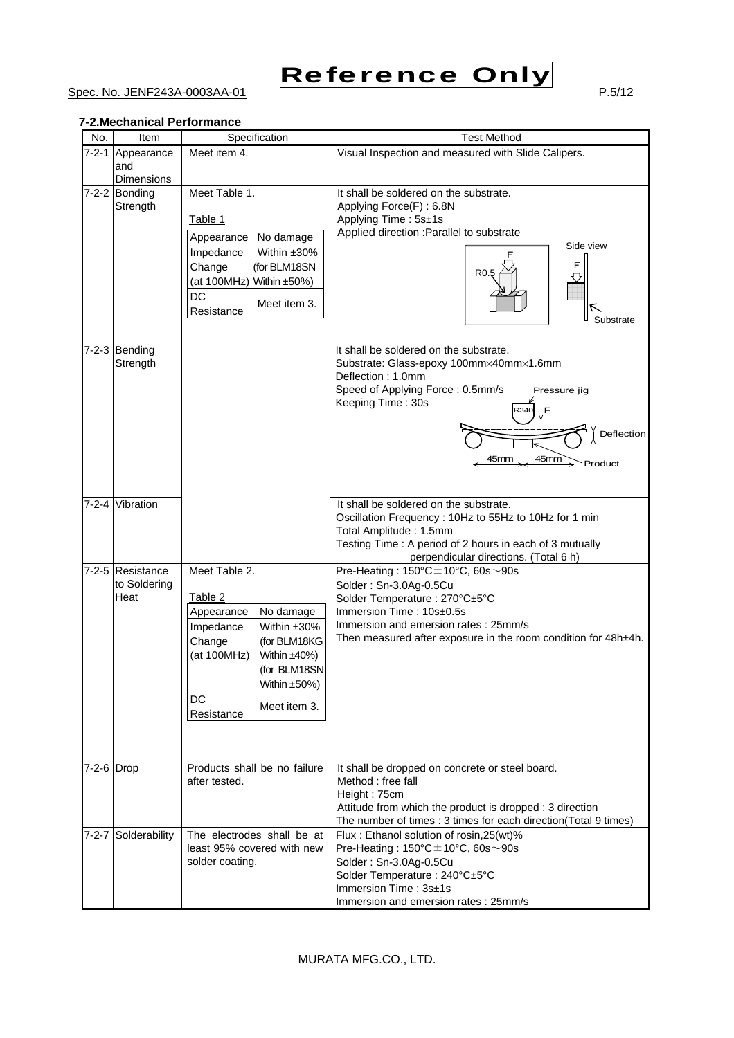**Reference Only**

Spec. No. JENF243A-0003AA-01

### 7-2.Mechanical Performance

| No. | Item | Specification | Test Method |
|---|---|---|---|
| 7-2-1 | Appearance and Dimensions | Meet item 4. | Visual Inspection and measured with Slide Calipers. |
| 7-2-2 | Bonding Strength | Meet Table 1.<br><br>Table 1<br>Appearance: No damage<br>Impedance Change (at 100MHz): Within ±30% (for BLM18SN Within ±50%)<br>DC Resistance: Meet item 3. | It shall be soldered on the substrate.<br>Applying Force(F) : 6.8N<br>Applying Time : 5s±1s<br>Applied direction :Parallel to substrate<br>(Figure labels: F, R0.5, Side view, F, Substrate) |
| 7-2-3 | Bending Strength | | It shall be soldered on the substrate.<br>Substrate: Glass-epoxy 100mm×40mm×1.6mm<br>Deflection : 1.0mm<br>Speed of Applying Force : 0.5mm/s<br>Keeping Time : 30s<br>(Figure labels: Pressure jig, R340, F, Deflection, 45mm, 45mm, Product) |
| 7-2-4 | Vibration | | It shall be soldered on the substrate.<br>Oscillation Frequency : 10Hz to 55Hz to 10Hz for 1 min<br>Total Amplitude : 1.5mm<br>Testing Time : A period of 2 hours in each of 3 mutually perpendicular directions. (Total 6 h) |
| 7-2-5 | Resistance to Soldering Heat | Meet Table 2.<br><br>Table 2<br>Appearance: No damage<br>Impedance Change (at 100MHz): Within ±30% (for BLM18KG Within ±40%) (for BLM18SN Within ±50%)<br>DC Resistance: Meet item 3. | Pre-Heating : 150°C±10°C, 60s～90s<br>Solder : Sn-3.0Ag-0.5Cu<br>Solder Temperature : 270°C±5°C<br>Immersion Time : 10s±0.5s<br>Immersion and emersion rates : 25mm/s<br>Then measured after exposure in the room condition for 48h±4h. |
| 7-2-6 | Drop | Products shall be no failure after tested. | It shall be dropped on concrete or steel board.<br>Method : free fall<br>Height : 75cm<br>Attitude from which the product is dropped : 3 direction<br>The number of times : 3 times for each direction(Total 9 times) |
| 7-2-7 | Solderability | The electrodes shall be at least 95% covered with new solder coating. | Flux : Ethanol solution of rosin,25(wt)%<br>Pre-Heating : 150°C±10°C, 60s～90s<br>Solder : Sn-3.0Ag-0.5Cu<br>Solder Temperature : 240°C±5°C<br>Immersion Time : 3s±1s<br>Immersion and emersion rates : 25mm/s |

MURATA MFG.CO., LTD.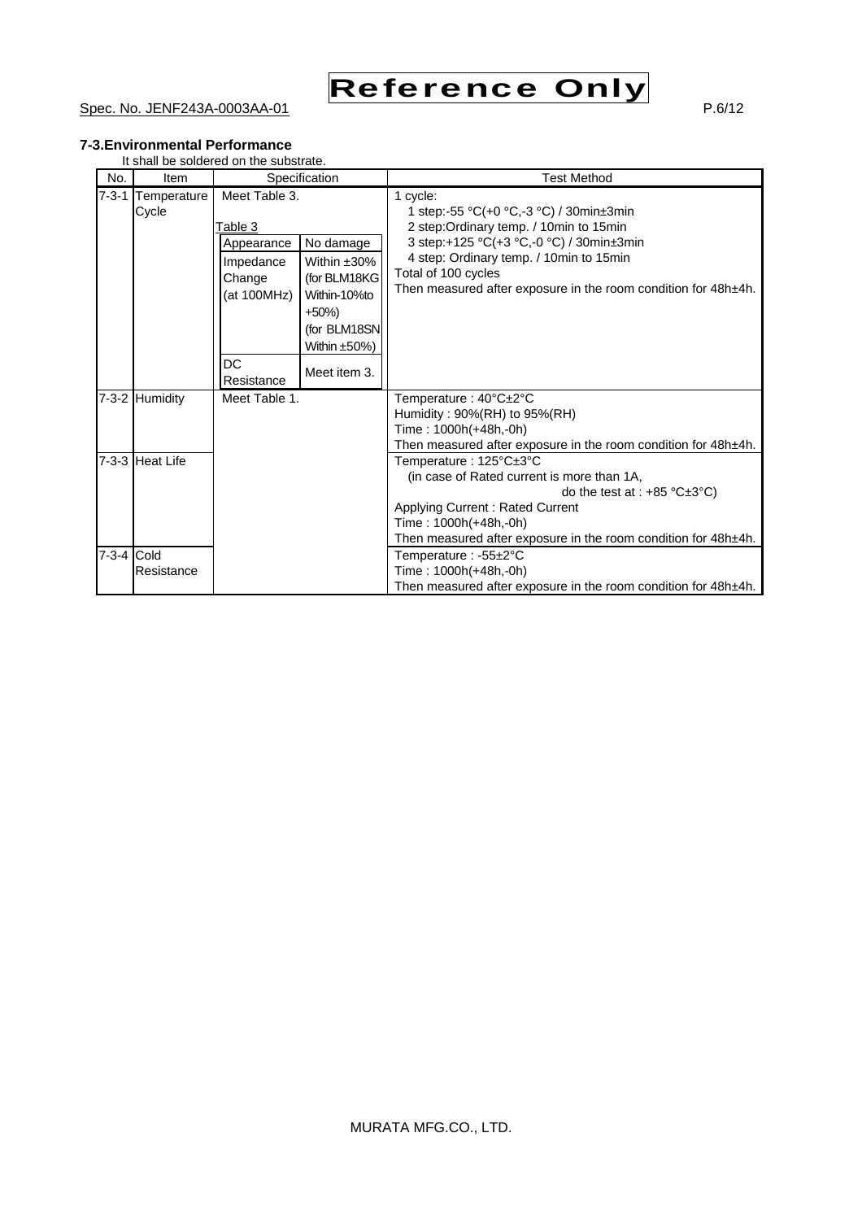**Reference Only**

### 7-3.Environmental Performance

It shall be soldered on the substrate.

| No. | Item | Specification | Test Method |
|---|---|---|---|
| 7-3-1 | Temperature Cycle | Meet Table 3.<br><br>Table 3<br>Appearance: No damage<br>Impedance Change (at 100MHz): Within ±30% (for BLM18KG Within-10%to +50%) (for BLM18SN Within ±50%)<br>DC Resistance: Meet item 3. | 1 cycle:<br>1 step:-55 °C(+0 °C,-3 °C) / 30min±3min<br>2 step:Ordinary temp. / 10min to 15min<br>3 step:+125 °C(+3 °C,-0 °C) / 30min±3min<br>4 step: Ordinary temp. / 10min to 15min<br>Total of 100 cycles<br>Then measured after exposure in the room condition for 48h±4h. |
| 7-3-2 | Humidity | Meet Table 1. | Temperature : 40°C±2°C<br>Humidity : 90%(RH) to 95%(RH)<br>Time : 1000h(+48h,-0h)<br>Then measured after exposure in the room condition for 48h±4h. |
| 7-3-3 | Heat Life | | Temperature : 125°C±3°C<br>(in case of Rated current is more than 1A, do the test at : +85 °C±3°C)<br>Applying Current : Rated Current<br>Time : 1000h(+48h,-0h)<br>Then measured after exposure in the room condition for 48h±4h. |
| 7-3-4 | Cold Resistance | | Temperature : -55±2°C<br>Time : 1000h(+48h,-0h)<br>Then measured after exposure in the room condition for 48h±4h. |

MURATA MFG.CO., LTD.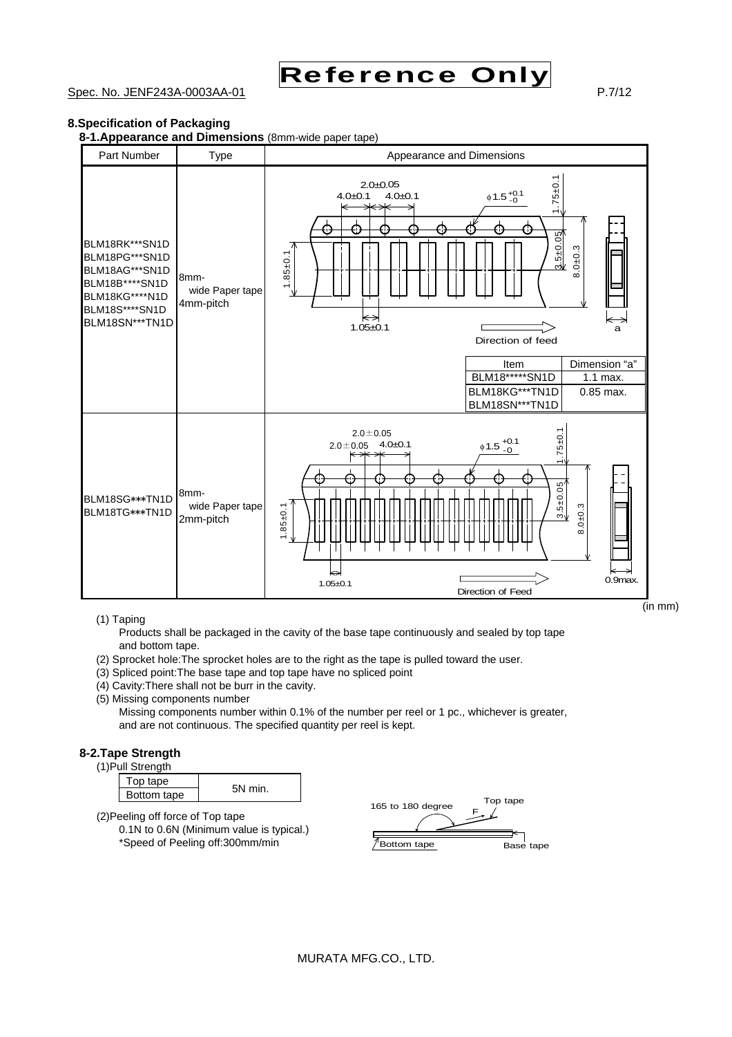Reference Only

Spec. No. JENF243A-0003AA-01

## 8.Specification of Packaging

### 8-1.Appearance and Dimensions (8mm-wide paper tape)

| Part Number | Type | Appearance and Dimensions |
|---|---|---|
| BLM18RK***SN1D<br>BLM18PG***SN1D<br>BLM18AG***SN1D<br>BLM18B****SN1D<br>BLM18KG****N1D<br>BLM18S****SN1D<br>BLM18SN***TN1D | 8mm- wide Paper tape 4mm-pitch | 2.0±0.05, 4.0±0.1, 4.0±0.1, φ1.5 +0.1/-0, 1.75±0.1, 3.5±0.05, 8.0±0.3, 1.85±0.1, 1.05±0.1, a, Direction of feed |
| BLM18SG***TN1D<br>BLM18TG***TN1D | 8mm- wide Paper tape 2mm-pitch | 2.0±0.05, 2.0±0.05, 4.0±0.1, φ1.5 +0.1/-0, 1.75±0.1, 3.5±0.05, 8.0±0.3, 1.85±0.1, 1.05±0.1, 0.9max., Direction of Feed |

| Item | Dimension "a" |
|---|---|
| BLM18*****SN1D | 1.1 max. |
| BLM18KG***TN1D<br>BLM18SN***TN1D | 0.85 max. |

(in mm)

(1) Taping
  Products shall be packaged in the cavity of the base tape continuously and sealed by top tape and bottom tape.

(2) Sprocket hole:The sprocket holes are to the right as the tape is pulled toward the user.

(3) Spliced point:The base tape and top tape have no spliced point

(4) Cavity:There shall not be burr in the cavity.

(5) Missing components number
  Missing components number within 0.1% of the number per reel or 1 pc., whichever is greater, and are not continuous. The specified quantity per reel is kept.

### 8-2.Tape Strength

(1)Pull Strength

| Top tape | 5N min. |
|---|---|
| Bottom tape | |

(2)Peeling off force of Top tape
  0.1N to 0.6N (Minimum value is typical.)
  *Speed of Peeling off:300mm/min

165 to 180 degree, F, Top tape, Bottom tape, Base tape

MURATA MFG.CO., LTD.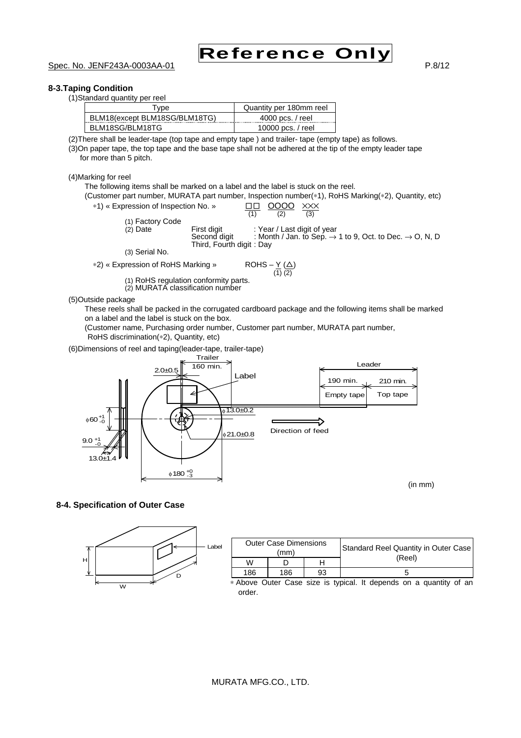### 8-3.Taping Condition

(1)Standard quantity per reel

| Type | Quantity per 180mm reel |
|---|---|
| BLM18(except BLM18SG/BLM18TG) | 4000 pcs. / reel |
| BLM18SG/BLM18TG | 10000 pcs. / reel |

(2)There shall be leader-tape (top tape and empty tape ) and trailer- tape (empty tape) as follows.

(3)On paper tape, the top tape and the base tape shall not be adhered at the tip of the empty leader tape for more than 5 pitch.

(4)Marking for reel

The following items shall be marked on a label and the label is stuck on the reel.
(Customer part number, MURATA part number, Inspection number(∗1), RoHS Marking(∗2), Quantity, etc)

∗1) « Expression of Inspection No. » □□ (1) OOOO (2) ××× (3)

(1) Factory Code
(2) Date First digit : Year / Last digit of year
Second digit : Month / Jan. to Sep. → 1 to 9, Oct. to Dec. → O, N, D
Third, Fourth digit : Day
(3) Serial No.

∗2) « Expression of RoHS Marking » ROHS – Y (1) (△) (2)

(1) RoHS regulation conformity parts.
(2) MURATA classification number

(5)Outside package

These reels shall be packed in the corrugated cardboard package and the following items shall be marked on a label and the label is stuck on the box.
(Customer name, Purchasing order number, Customer part number, MURATA part number, RoHS discrimination(∗2), Quantity, etc)

(6)Dimensions of reel and taping(leader-tape, trailer-tape)

Trailer 160 min. | 2.0±0.5 | Label | Leader: 190 min. Empty tape, 210 min. Top tape | φ13.0±0.2 | φ21.0±0.8 | Direction of feed | φ60 $^{+1}_{-0}$ | 9.0 $^{+1}_{-0}$ | 13.0±1.4 | φ180 $^{+0}_{-3}$

(in mm)

### 8-4. Specification of Outer Case

| Outer Case Dimensions (mm) | | | Standard Reel Quantity in Outer Case (Reel) |
|---|---|---|---|
| W | D | H | |
| 186 | 186 | 93 | 5 |

∗ Above Outer Case size is typical. It depends on a quantity of an order.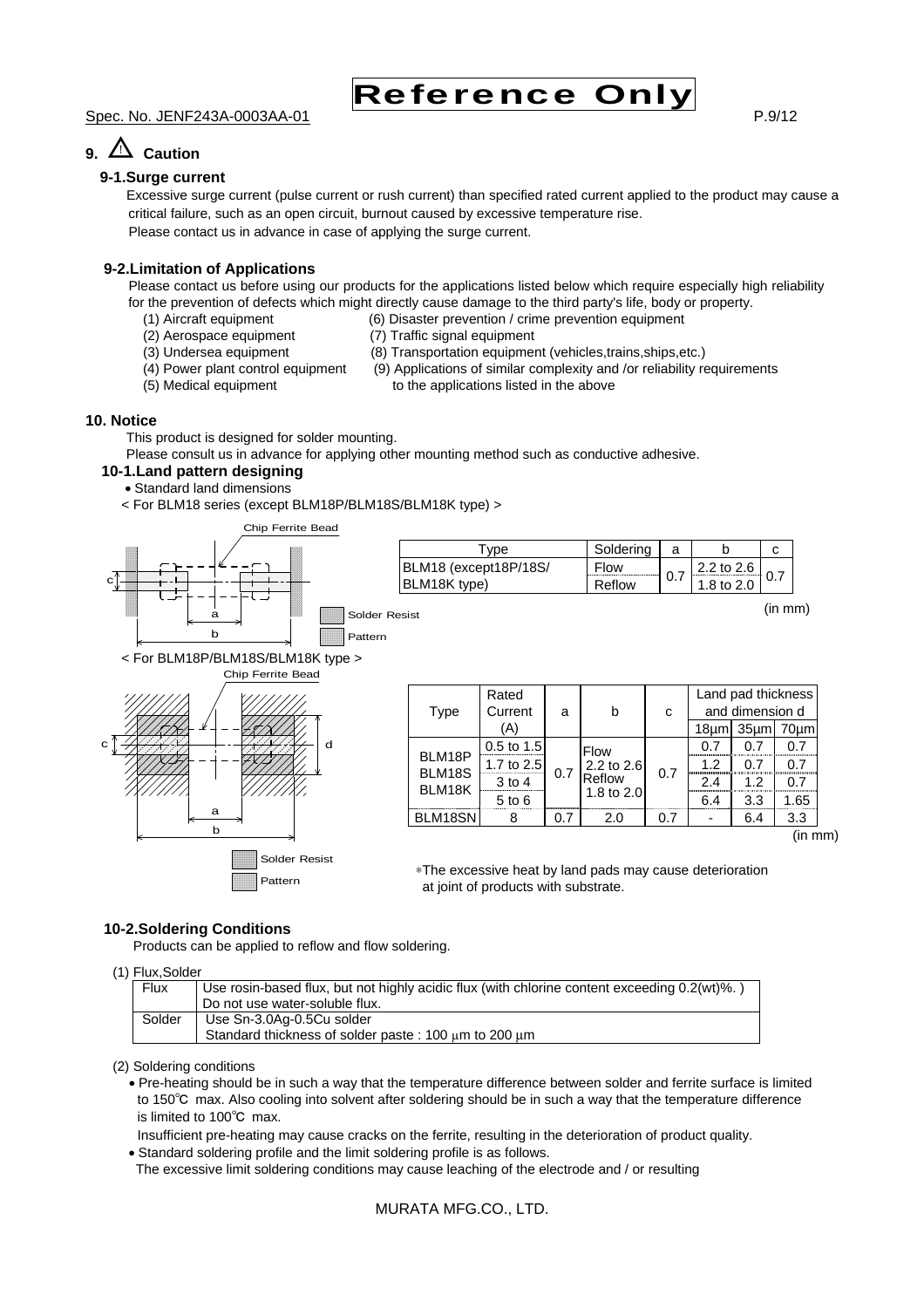# 9. ⚠ Caution

## 9-1.Surge current

Excessive surge current (pulse current or rush current) than specified rated current applied to the product may cause a critical failure, such as an open circuit, burnout caused by excessive temperature rise.
Please contact us in advance in case of applying the surge current.

## 9-2.Limitation of Applications

Please contact us before using our products for the applications listed below which require especially high reliability for the prevention of defects which might directly cause damage to the third party's life, body or property.

(1) Aircraft equipment
(2) Aerospace equipment
(3) Undersea equipment
(4) Power plant control equipment
(5) Medical equipment
(6) Disaster prevention / crime prevention equipment
(7) Traffic signal equipment
(8) Transportation equipment (vehicles,trains,ships,etc.)
(9) Applications of similar complexity and /or reliability requirements to the applications listed in the above

# 10. Notice

This product is designed for solder mounting.
Please consult us in advance for applying other mounting method such as conductive adhesive.

## 10-1.Land pattern designing

- Standard land dimensions

< For BLM18 series (except BLM18P/BLM18S/BLM18K type) >

Chip Ferrite Bead

Solder Resist
Pattern

| Type | Soldering | a | b | c |
|---|---|---|---|---|
| BLM18 (except18P/18S/ BLM18K type) | Flow | 0.7 | 2.2 to 2.6 | 0.7 |
| | Reflow | | 1.8 to 2.0 | |

(in mm)

< For BLM18P/BLM18S/BLM18K type >

Chip Ferrite Bead

Solder Resist
Pattern

| Type | Rated Current (A) | a | b | c | Land pad thickness and dimension d | | |
|---|---|---|---|---|---|---|---|
| | | | | | 18μm | 35μm | 70μm |
| BLM18P BLM18S BLM18K | 0.5 to 1.5 | 0.7 | Flow 2.2 to 2.6 Reflow 1.8 to 2.0 | 0.7 | 0.7 | 0.7 | 0.7 |
| | 1.7 to 2.5 | | | | 1.2 | 0.7 | 0.7 |
| | 3 to 4 | | | | 2.4 | 1.2 | 0.7 |
| | 5 to 6 | | | | 6.4 | 3.3 | 1.65 |
| BLM18SN | 8 | 0.7 | 2.0 | 0.7 | - | 6.4 | 3.3 |

(in mm)

*The excessive heat by land pads may cause deterioration at joint of products with substrate.

## 10-2.Soldering Conditions

Products can be applied to reflow and flow soldering.

(1) Flux,Solder

| | |
|---|---|
| Flux | Use rosin-based flux, but not highly acidic flux (with chlorine content exceeding 0.2(wt)%. ) Do not use water-soluble flux. |
| Solder | Use Sn-3.0Ag-0.5Cu solder Standard thickness of solder paste : 100 μm to 200 μm |

(2) Soldering conditions

- Pre-heating should be in such a way that the temperature difference between solder and ferrite surface is limited to 150℃ max. Also cooling into solvent after soldering should be in such a way that the temperature difference is limited to 100℃ max.

  Insufficient pre-heating may cause cracks on the ferrite, resulting in the deterioration of product quality.
- Standard soldering profile and the limit soldering profile is as follows.

  The excessive limit soldering conditions may cause leaching of the electrode and / or resulting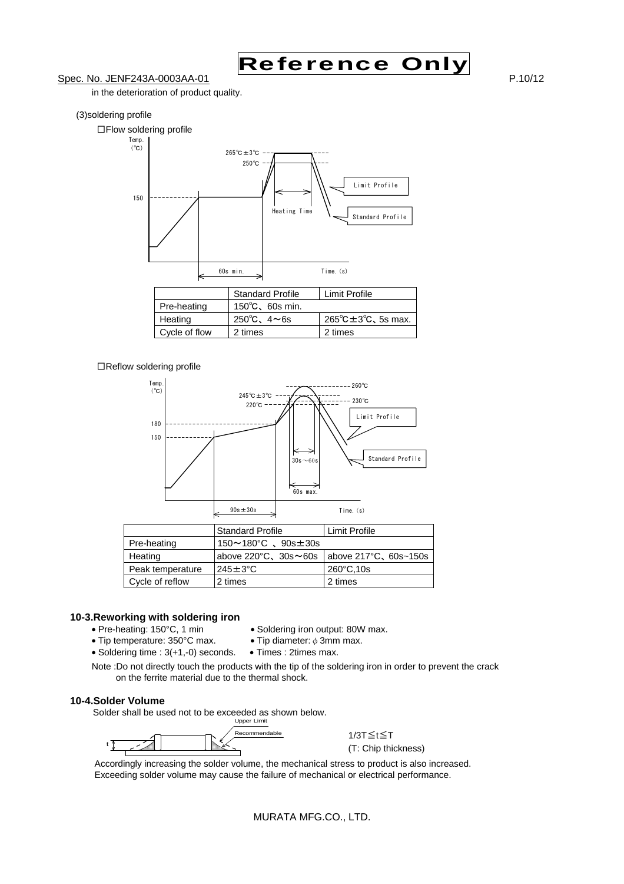in the deterioration of product quality.

(3)soldering profile

□Flow soldering profile

|  | Standard Profile | Limit Profile |
|---|---|---|
| Pre-heating | 150℃、60s min. |  |
| Heating | 250℃、4～6s | 265℃±3℃、5s max. |
| Cycle of flow | 2 times | 2 times |

□Reflow soldering profile

|  | Standard Profile | Limit Profile |
|---|---|---|
| Pre-heating | 150～180°C 、90s±30s |  |
| Heating | above 220°C、30s～60s | above 217°C、60s~150s |
| Peak temperature | 245±3°C | 260°C,10s |
| Cycle of reflow | 2 times | 2 times |

### 10-3.Reworking with soldering iron

- Pre-heating: 150°C, 1 min
- Soldering iron output: 80W max.
- Tip temperature: 350°C max.
- Tip diameter: $\phi$ 3mm max.
- Soldering time : 3(+1,-0) seconds.
- Times : 2times max.

Note :Do not directly touch the products with the tip of the soldering iron in order to prevent the crack on the ferrite material due to the thermal shock.

### 10-4.Solder Volume

Solder shall be used not to be exceeded as shown below.

1/3T≦t≦T
(T: Chip thickness)

Accordingly increasing the solder volume, the mechanical stress to product is also increased. Exceeding solder volume may cause the failure of mechanical or electrical performance.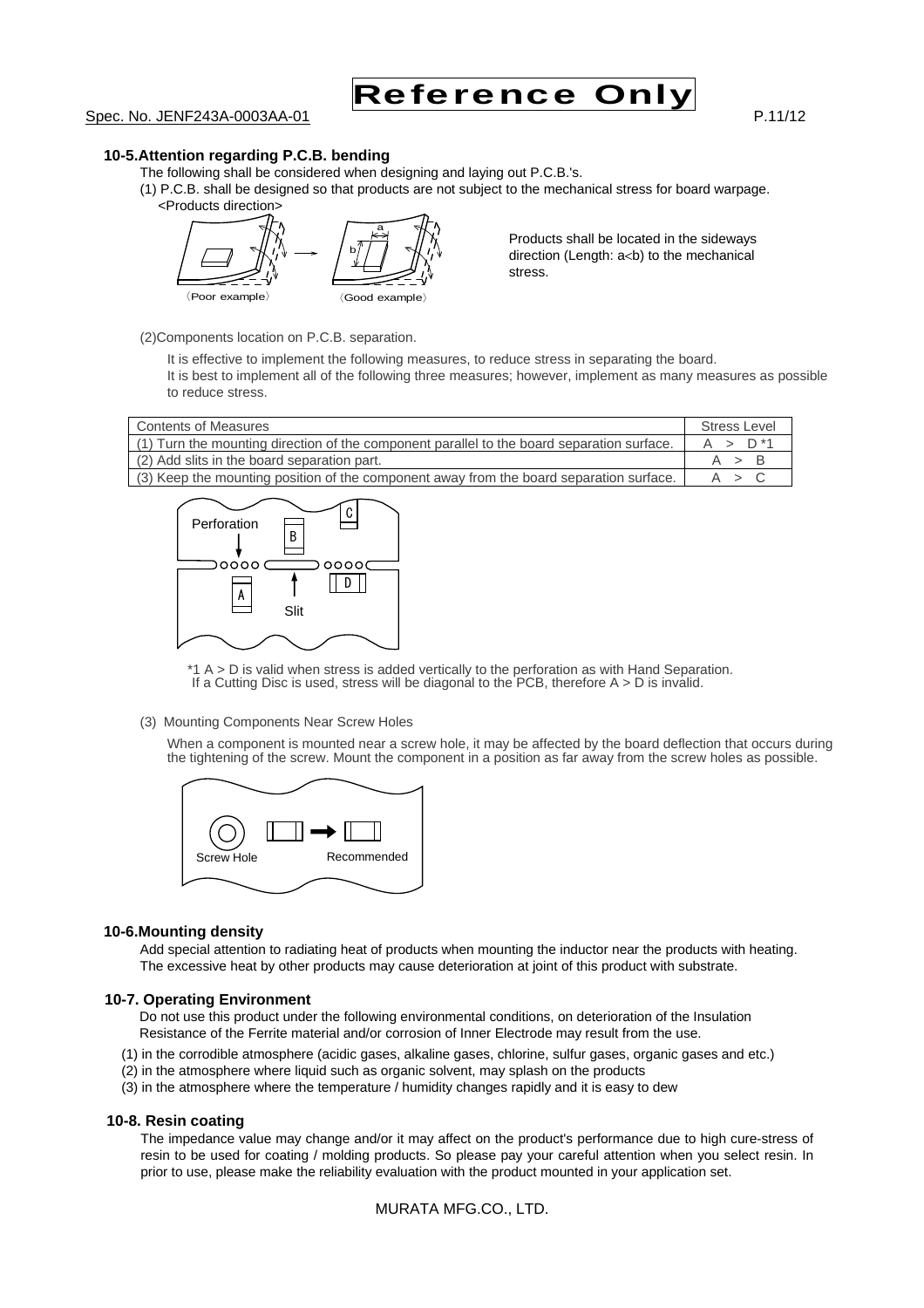### 10-5. Attention regarding P.C.B. bending

The following shall be considered when designing and laying out P.C.B.'s.

(1) P.C.B. shall be designed so that products are not subject to the mechanical stress for board warpage.

<Products direction>

〈Poor example〉 〈Good example〉

Products shall be located in the sideways direction (Length: a<b) to the mechanical stress.

(2) Components location on P.C.B. separation.

It is effective to implement the following measures, to reduce stress in separating the board.
It is best to implement all of the following three measures; however, implement as many measures as possible to reduce stress.

| Contents of Measures | Stress Level |
|---|---|
| (1) Turn the mounting direction of the component parallel to the board separation surface. | A > D *1 |
| (2) Add slits in the board separation part. | A > B |
| (3) Keep the mounting position of the component away from the board separation surface. | A > C |

*1 A > D is valid when stress is added vertically to the perforation as with Hand Separation.
If a Cutting Disc is used, stress will be diagonal to the PCB, therefore A > D is invalid.

(3) Mounting Components Near Screw Holes

When a component is mounted near a screw hole, it may be affected by the board deflection that occurs during the tightening of the screw. Mount the component in a position as far away from the screw holes as possible.

### 10-6. Mounting density

Add special attention to radiating heat of products when mounting the inductor near the products with heating.
The excessive heat by other products may cause deterioration at joint of this product with substrate.

### 10-7. Operating Environment

Do not use this product under the following environmental conditions, on deterioration of the Insulation Resistance of the Ferrite material and/or corrosion of Inner Electrode may result from the use.

(1) in the corrodible atmosphere (acidic gases, alkaline gases, chlorine, sulfur gases, organic gases and etc.)
(2) in the atmosphere where liquid such as organic solvent, may splash on the products
(3) in the atmosphere where the temperature / humidity changes rapidly and it is easy to dew

### 10-8. Resin coating

The impedance value may change and/or it may affect on the product's performance due to high cure-stress of resin to be used for coating / molding products. So please pay your careful attention when you select resin. In prior to use, please make the reliability evaluation with the product mounted in your application set.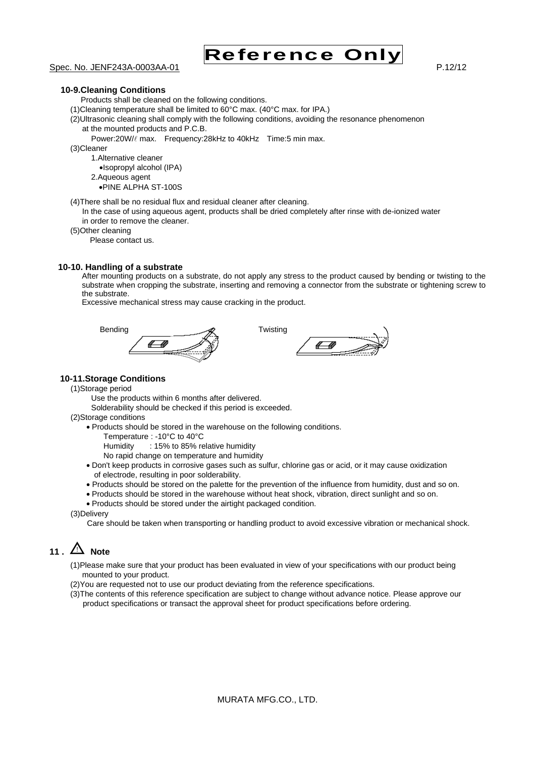### 10-9.Cleaning Conditions

Products shall be cleaned on the following conditions.

(1)Cleaning temperature shall be limited to 60°C max. (40°C max. for IPA.)

(2)Ultrasonic cleaning shall comply with the following conditions, avoiding the resonance phenomenon at the mounted products and P.C.B.

Power:20W/ℓ max.  Frequency:28kHz to 40kHz  Time:5 min max.

(3)Cleaner

1.Alternative cleaner
- Isopropyl alcohol (IPA)

2.Aqueous agent
- PINE ALPHA ST-100S

(4)There shall be no residual flux and residual cleaner after cleaning.
In the case of using aqueous agent, products shall be dried completely after rinse with de-ionized water in order to remove the cleaner.

(5)Other cleaning
Please contact us.

### 10-10. Handling of a substrate

After mounting products on a substrate, do not apply any stress to the product caused by bending or twisting to the substrate when cropping the substrate, inserting and removing a connector from the substrate or tightening screw to the substrate.
Excessive mechanical stress may cause cracking in the product.

Bending

Twisting

### 10-11.Storage Conditions

(1)Storage period

Use the products within 6 months after delivered.
Solderability should be checked if this period is exceeded.

(2)Storage conditions

- Products should be stored in the warehouse on the following conditions.
  Temperature : -10°C to 40°C
  Humidity : 15% to 85% relative humidity
  No rapid change on temperature and humidity
- Don't keep products in corrosive gases such as sulfur, chlorine gas or acid, or it may cause oxidization of electrode, resulting in poor solderability.
- Products should be stored on the palette for the prevention of the influence from humidity, dust and so on.
- Products should be stored in the warehouse without heat shock, vibration, direct sunlight and so on.
- Products should be stored under the airtight packaged condition.

(3)Delivery

Care should be taken when transporting or handling product to avoid excessive vibration or mechanical shock.

## 11 . ⚠ Note

(1)Please make sure that your product has been evaluated in view of your specifications with our product being mounted to your product.

(2)You are requested not to use our product deviating from the reference specifications.

(3)The contents of this reference specification are subject to change without advance notice. Please approve our product specifications or transact the approval sheet for product specifications before ordering.